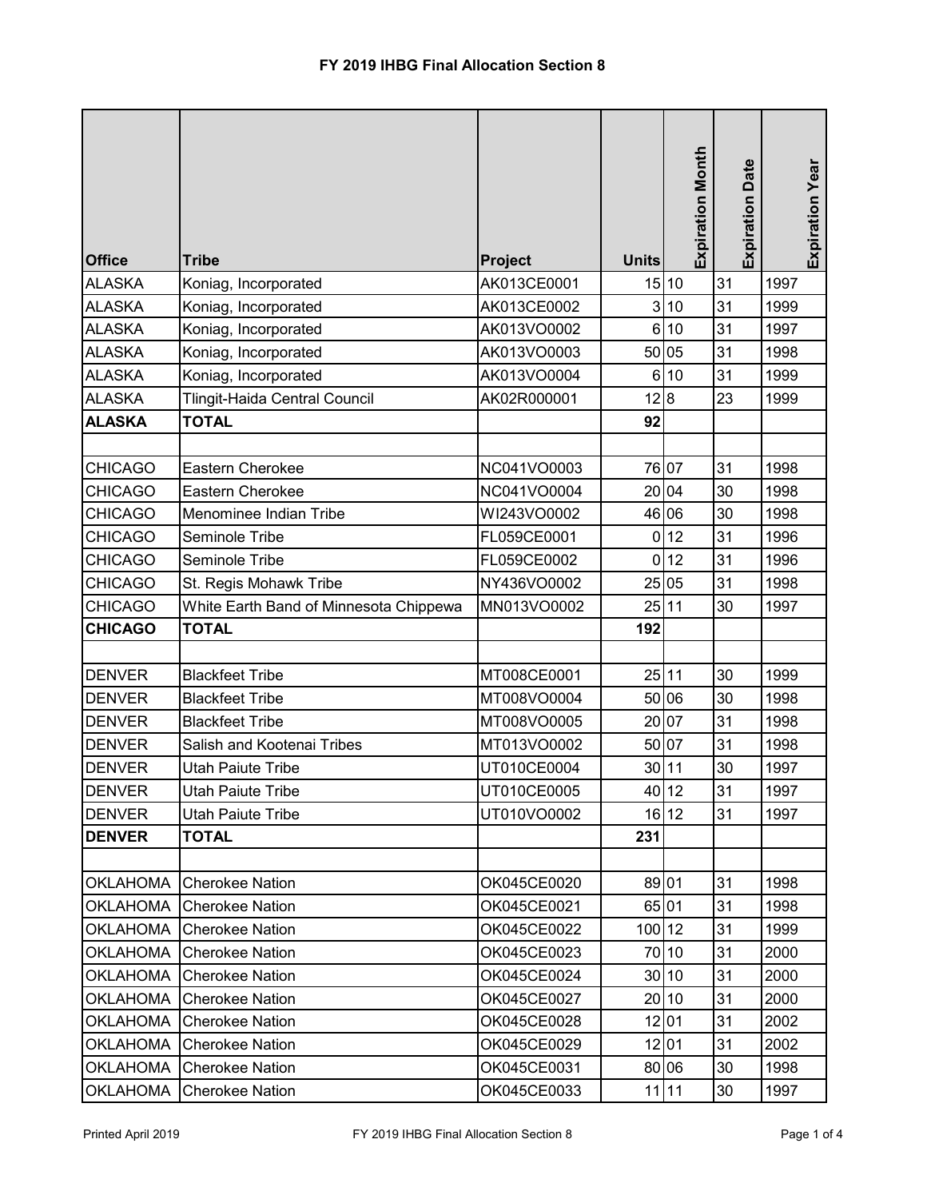# FY 2019 IHBG Final Allocation Section 8

| Office | Tribe | Project | Units | Expiration Month | Expiration Date | Expiration Year |
|---|---|---|---|---|---|---|
| ALASKA | Koniag, Incorporated | AK013CE0001 | 15 | 10 | 31 | 1997 |
| ALASKA | Koniag, Incorporated | AK013CE0002 | 3 | 10 | 31 | 1999 |
| ALASKA | Koniag, Incorporated | AK013VO0002 | 6 | 10 | 31 | 1997 |
| ALASKA | Koniag, Incorporated | AK013VO0003 | 50 | 05 | 31 | 1998 |
| ALASKA | Koniag, Incorporated | AK013VO0004 | 6 | 10 | 31 | 1999 |
| ALASKA | Tlingit-Haida Central Council | AK02R000001 | 12 | 8 | 23 | 1999 |
| **ALASKA** | **TOTAL** | | **92** | | | |
| | | | | | | |
| CHICAGO | Eastern Cherokee | NC041VO0003 | 76 | 07 | 31 | 1998 |
| CHICAGO | Eastern Cherokee | NC041VO0004 | 20 | 04 | 30 | 1998 |
| CHICAGO | Menominee Indian Tribe | WI243VO0002 | 46 | 06 | 30 | 1998 |
| CHICAGO | Seminole Tribe | FL059CE0001 | 0 | 12 | 31 | 1996 |
| CHICAGO | Seminole Tribe | FL059CE0002 | 0 | 12 | 31 | 1996 |
| CHICAGO | St. Regis Mohawk Tribe | NY436VO0002 | 25 | 05 | 31 | 1998 |
| CHICAGO | White Earth Band of Minnesota Chippewa | MN013VO0002 | 25 | 11 | 30 | 1997 |
| **CHICAGO** | **TOTAL** | | **192** | | | |
| | | | | | | |
| DENVER | Blackfeet Tribe | MT008CE0001 | 25 | 11 | 30 | 1999 |
| DENVER | Blackfeet Tribe | MT008VO0004 | 50 | 06 | 30 | 1998 |
| DENVER | Blackfeet Tribe | MT008VO0005 | 20 | 07 | 31 | 1998 |
| DENVER | Salish and Kootenai Tribes | MT013VO0002 | 50 | 07 | 31 | 1998 |
| DENVER | Utah Paiute Tribe | UT010CE0004 | 30 | 11 | 30 | 1997 |
| DENVER | Utah Paiute Tribe | UT010CE0005 | 40 | 12 | 31 | 1997 |
| DENVER | Utah Paiute Tribe | UT010VO0002 | 16 | 12 | 31 | 1997 |
| **DENVER** | **TOTAL** | | **231** | | | |
| | | | | | | |
| OKLAHOMA | Cherokee Nation | OK045CE0020 | 89 | 01 | 31 | 1998 |
| OKLAHOMA | Cherokee Nation | OK045CE0021 | 65 | 01 | 31 | 1998 |
| OKLAHOMA | Cherokee Nation | OK045CE0022 | 100 | 12 | 31 | 1999 |
| OKLAHOMA | Cherokee Nation | OK045CE0023 | 70 | 10 | 31 | 2000 |
| OKLAHOMA | Cherokee Nation | OK045CE0024 | 30 | 10 | 31 | 2000 |
| OKLAHOMA | Cherokee Nation | OK045CE0027 | 20 | 10 | 31 | 2000 |
| OKLAHOMA | Cherokee Nation | OK045CE0028 | 12 | 01 | 31 | 2002 |
| OKLAHOMA | Cherokee Nation | OK045CE0029 | 12 | 01 | 31 | 2002 |
| OKLAHOMA | Cherokee Nation | OK045CE0031 | 80 | 06 | 30 | 1998 |
| OKLAHOMA | Cherokee Nation | OK045CE0033 | 11 | 11 | 30 | 1997 |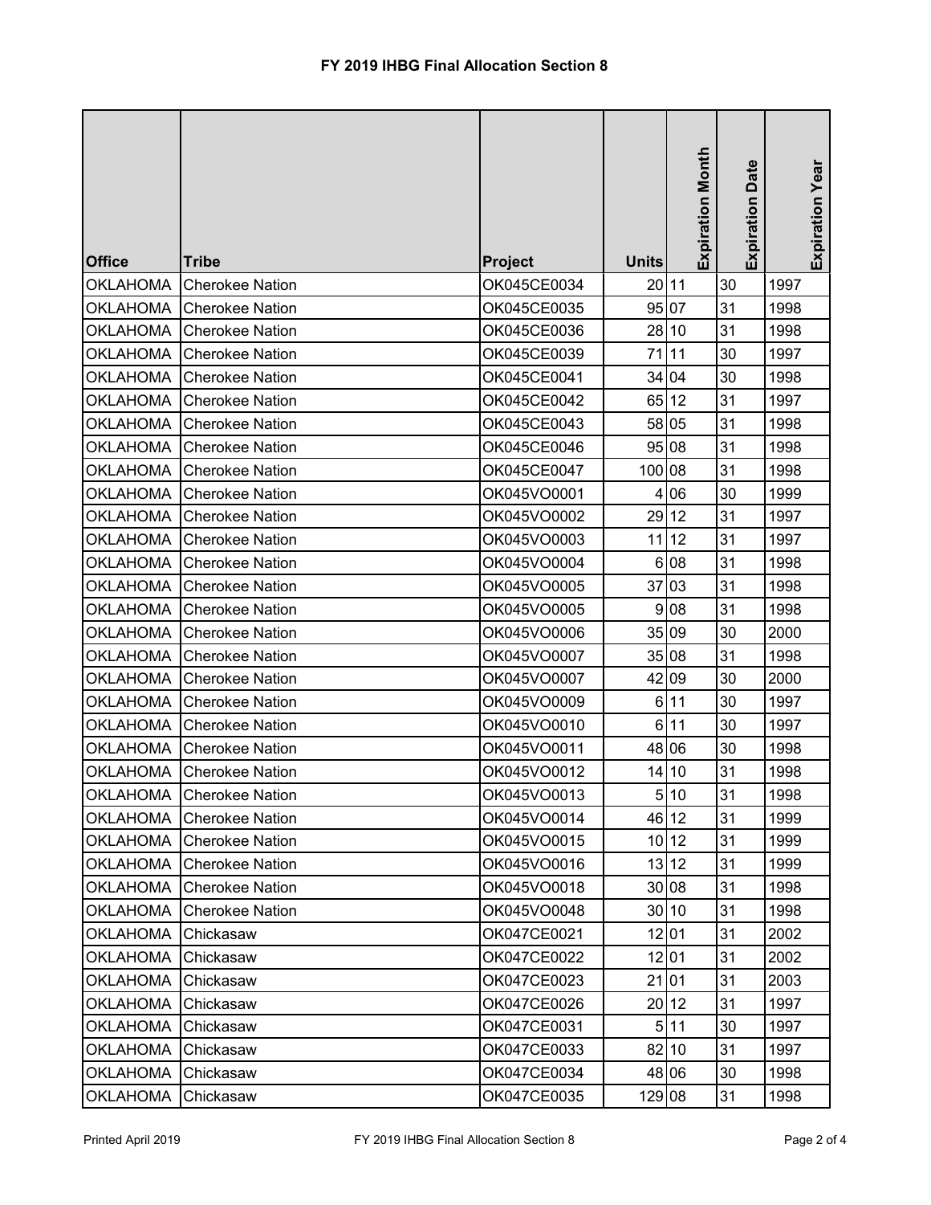# FY 2019 IHBG Final Allocation Section 8

| Office | Tribe | Project | Units | Expiration Month | Expiration Date | Expiration Year |
|---|---|---|---|---|---|---|
| OKLAHOMA | Cherokee Nation | OK045CE0034 | 20 | 11 | 30 | 1997 |
| OKLAHOMA | Cherokee Nation | OK045CE0035 | 95 | 07 | 31 | 1998 |
| OKLAHOMA | Cherokee Nation | OK045CE0036 | 28 | 10 | 31 | 1998 |
| OKLAHOMA | Cherokee Nation | OK045CE0039 | 71 | 11 | 30 | 1997 |
| OKLAHOMA | Cherokee Nation | OK045CE0041 | 34 | 04 | 30 | 1998 |
| OKLAHOMA | Cherokee Nation | OK045CE0042 | 65 | 12 | 31 | 1997 |
| OKLAHOMA | Cherokee Nation | OK045CE0043 | 58 | 05 | 31 | 1998 |
| OKLAHOMA | Cherokee Nation | OK045CE0046 | 95 | 08 | 31 | 1998 |
| OKLAHOMA | Cherokee Nation | OK045CE0047 | 100 | 08 | 31 | 1998 |
| OKLAHOMA | Cherokee Nation | OK045VO0001 | 4 | 06 | 30 | 1999 |
| OKLAHOMA | Cherokee Nation | OK045VO0002 | 29 | 12 | 31 | 1997 |
| OKLAHOMA | Cherokee Nation | OK045VO0003 | 11 | 12 | 31 | 1997 |
| OKLAHOMA | Cherokee Nation | OK045VO0004 | 6 | 08 | 31 | 1998 |
| OKLAHOMA | Cherokee Nation | OK045VO0005 | 37 | 03 | 31 | 1998 |
| OKLAHOMA | Cherokee Nation | OK045VO0005 | 9 | 08 | 31 | 1998 |
| OKLAHOMA | Cherokee Nation | OK045VO0006 | 35 | 09 | 30 | 2000 |
| OKLAHOMA | Cherokee Nation | OK045VO0007 | 35 | 08 | 31 | 1998 |
| OKLAHOMA | Cherokee Nation | OK045VO0007 | 42 | 09 | 30 | 2000 |
| OKLAHOMA | Cherokee Nation | OK045VO0009 | 6 | 11 | 30 | 1997 |
| OKLAHOMA | Cherokee Nation | OK045VO0010 | 6 | 11 | 30 | 1997 |
| OKLAHOMA | Cherokee Nation | OK045VO0011 | 48 | 06 | 30 | 1998 |
| OKLAHOMA | Cherokee Nation | OK045VO0012 | 14 | 10 | 31 | 1998 |
| OKLAHOMA | Cherokee Nation | OK045VO0013 | 5 | 10 | 31 | 1998 |
| OKLAHOMA | Cherokee Nation | OK045VO0014 | 46 | 12 | 31 | 1999 |
| OKLAHOMA | Cherokee Nation | OK045VO0015 | 10 | 12 | 31 | 1999 |
| OKLAHOMA | Cherokee Nation | OK045VO0016 | 13 | 12 | 31 | 1999 |
| OKLAHOMA | Cherokee Nation | OK045VO0018 | 30 | 08 | 31 | 1998 |
| OKLAHOMA | Cherokee Nation | OK045VO0048 | 30 | 10 | 31 | 1998 |
| OKLAHOMA | Chickasaw | OK047CE0021 | 12 | 01 | 31 | 2002 |
| OKLAHOMA | Chickasaw | OK047CE0022 | 12 | 01 | 31 | 2002 |
| OKLAHOMA | Chickasaw | OK047CE0023 | 21 | 01 | 31 | 2003 |
| OKLAHOMA | Chickasaw | OK047CE0026 | 20 | 12 | 31 | 1997 |
| OKLAHOMA | Chickasaw | OK047CE0031 | 5 | 11 | 30 | 1997 |
| OKLAHOMA | Chickasaw | OK047CE0033 | 82 | 10 | 31 | 1997 |
| OKLAHOMA | Chickasaw | OK047CE0034 | 48 | 06 | 30 | 1998 |
| OKLAHOMA | Chickasaw | OK047CE0035 | 129 | 08 | 31 | 1998 |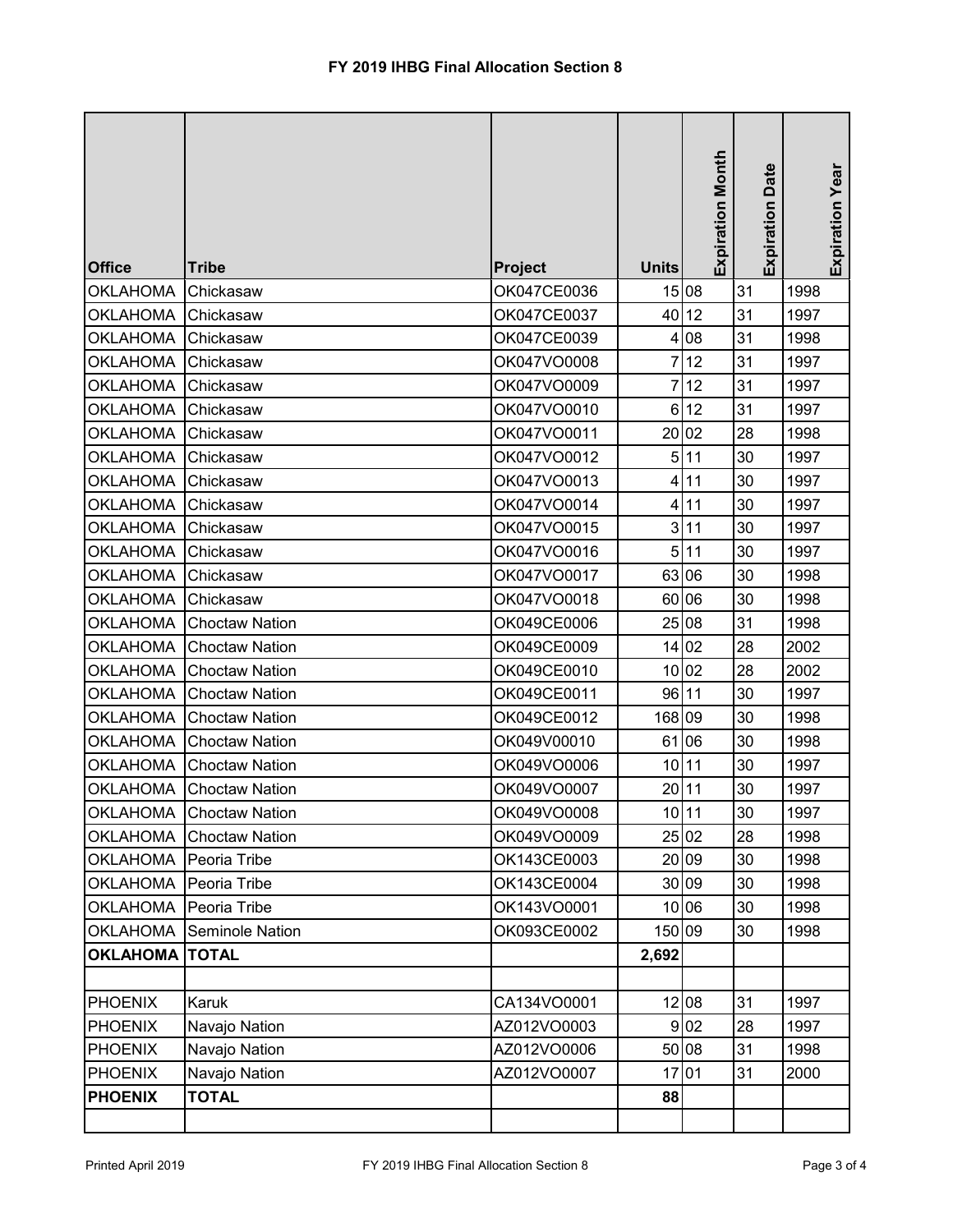# FY 2019 IHBG Final Allocation Section 8

| Office | Tribe | Project | Units | Expiration Month | Expiration Date | Expiration Year |
|---|---|---|---|---|---|---|
| OKLAHOMA | Chickasaw | OK047CE0036 | 15 | 08 | 31 | 1998 |
| OKLAHOMA | Chickasaw | OK047CE0037 | 40 | 12 | 31 | 1997 |
| OKLAHOMA | Chickasaw | OK047CE0039 | 4 | 08 | 31 | 1998 |
| OKLAHOMA | Chickasaw | OK047VO0008 | 7 | 12 | 31 | 1997 |
| OKLAHOMA | Chickasaw | OK047VO0009 | 7 | 12 | 31 | 1997 |
| OKLAHOMA | Chickasaw | OK047VO0010 | 6 | 12 | 31 | 1997 |
| OKLAHOMA | Chickasaw | OK047VO0011 | 20 | 02 | 28 | 1998 |
| OKLAHOMA | Chickasaw | OK047VO0012 | 5 | 11 | 30 | 1997 |
| OKLAHOMA | Chickasaw | OK047VO0013 | 4 | 11 | 30 | 1997 |
| OKLAHOMA | Chickasaw | OK047VO0014 | 4 | 11 | 30 | 1997 |
| OKLAHOMA | Chickasaw | OK047VO0015 | 3 | 11 | 30 | 1997 |
| OKLAHOMA | Chickasaw | OK047VO0016 | 5 | 11 | 30 | 1997 |
| OKLAHOMA | Chickasaw | OK047VO0017 | 63 | 06 | 30 | 1998 |
| OKLAHOMA | Chickasaw | OK047VO0018 | 60 | 06 | 30 | 1998 |
| OKLAHOMA | Choctaw Nation | OK049CE0006 | 25 | 08 | 31 | 1998 |
| OKLAHOMA | Choctaw Nation | OK049CE0009 | 14 | 02 | 28 | 2002 |
| OKLAHOMA | Choctaw Nation | OK049CE0010 | 10 | 02 | 28 | 2002 |
| OKLAHOMA | Choctaw Nation | OK049CE0011 | 96 | 11 | 30 | 1997 |
| OKLAHOMA | Choctaw Nation | OK049CE0012 | 168 | 09 | 30 | 1998 |
| OKLAHOMA | Choctaw Nation | OK049V00010 | 61 | 06 | 30 | 1998 |
| OKLAHOMA | Choctaw Nation | OK049VO0006 | 10 | 11 | 30 | 1997 |
| OKLAHOMA | Choctaw Nation | OK049VO0007 | 20 | 11 | 30 | 1997 |
| OKLAHOMA | Choctaw Nation | OK049VO0008 | 10 | 11 | 30 | 1997 |
| OKLAHOMA | Choctaw Nation | OK049VO0009 | 25 | 02 | 28 | 1998 |
| OKLAHOMA | Peoria Tribe | OK143CE0003 | 20 | 09 | 30 | 1998 |
| OKLAHOMA | Peoria Tribe | OK143CE0004 | 30 | 09 | 30 | 1998 |
| OKLAHOMA | Peoria Tribe | OK143VO0001 | 10 | 06 | 30 | 1998 |
| OKLAHOMA | Seminole Nation | OK093CE0002 | 150 | 09 | 30 | 1998 |
| **OKLAHOMA** | **TOTAL** | | **2,692** | | | |
| | | | | | | |
| PHOENIX | Karuk | CA134VO0001 | 12 | 08 | 31 | 1997 |
| PHOENIX | Navajo Nation | AZ012VO0003 | 9 | 02 | 28 | 1997 |
| PHOENIX | Navajo Nation | AZ012VO0006 | 50 | 08 | 31 | 1998 |
| PHOENIX | Navajo Nation | AZ012VO0007 | 17 | 01 | 31 | 2000 |
| **PHOENIX** | **TOTAL** | | **88** | | | |
| | | | | | | |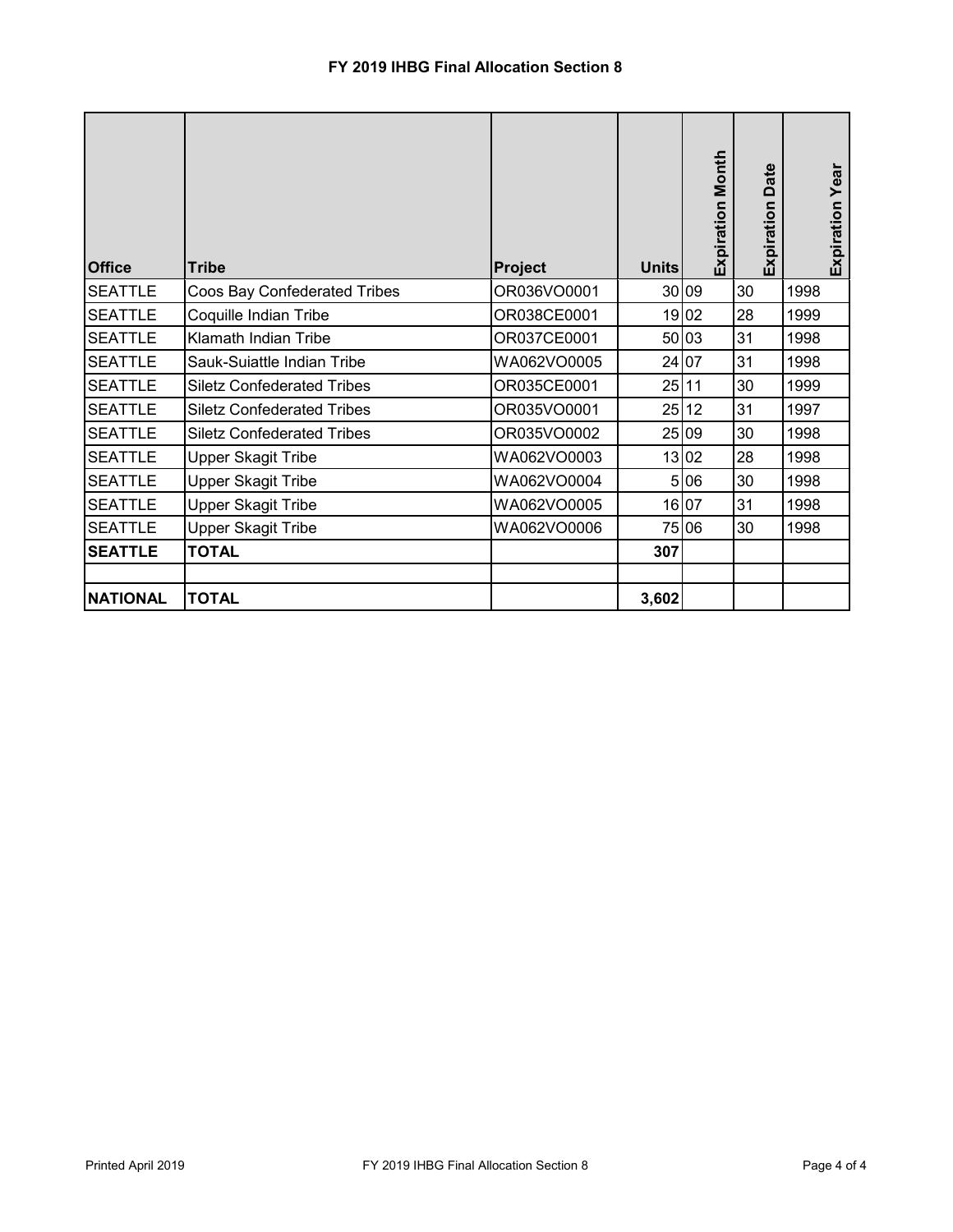## FY 2019 IHBG Final Allocation Section 8

| Office | Tribe | Project | Units | Expiration Month | Expiration Date | Expiration Year |
|---|---|---|---|---|---|---|
| SEATTLE | Coos Bay Confederated Tribes | OR036VO0001 | 30 | 09 | 30 | 1998 |
| SEATTLE | Coquille Indian Tribe | OR038CE0001 | 19 | 02 | 28 | 1999 |
| SEATTLE | Klamath Indian Tribe | OR037CE0001 | 50 | 03 | 31 | 1998 |
| SEATTLE | Sauk-Suiattle Indian Tribe | WA062VO0005 | 24 | 07 | 31 | 1998 |
| SEATTLE | Siletz Confederated Tribes | OR035CE0001 | 25 | 11 | 30 | 1999 |
| SEATTLE | Siletz Confederated Tribes | OR035VO0001 | 25 | 12 | 31 | 1997 |
| SEATTLE | Siletz Confederated Tribes | OR035VO0002 | 25 | 09 | 30 | 1998 |
| SEATTLE | Upper Skagit Tribe | WA062VO0003 | 13 | 02 | 28 | 1998 |
| SEATTLE | Upper Skagit Tribe | WA062VO0004 | 5 | 06 | 30 | 1998 |
| SEATTLE | Upper Skagit Tribe | WA062VO0005 | 16 | 07 | 31 | 1998 |
| SEATTLE | Upper Skagit Tribe | WA062VO0006 | 75 | 06 | 30 | 1998 |
| **SEATTLE** | **TOTAL** | | **307** | | | |
| | | | | | | |
| **NATIONAL** | **TOTAL** | | **3,602** | | | |